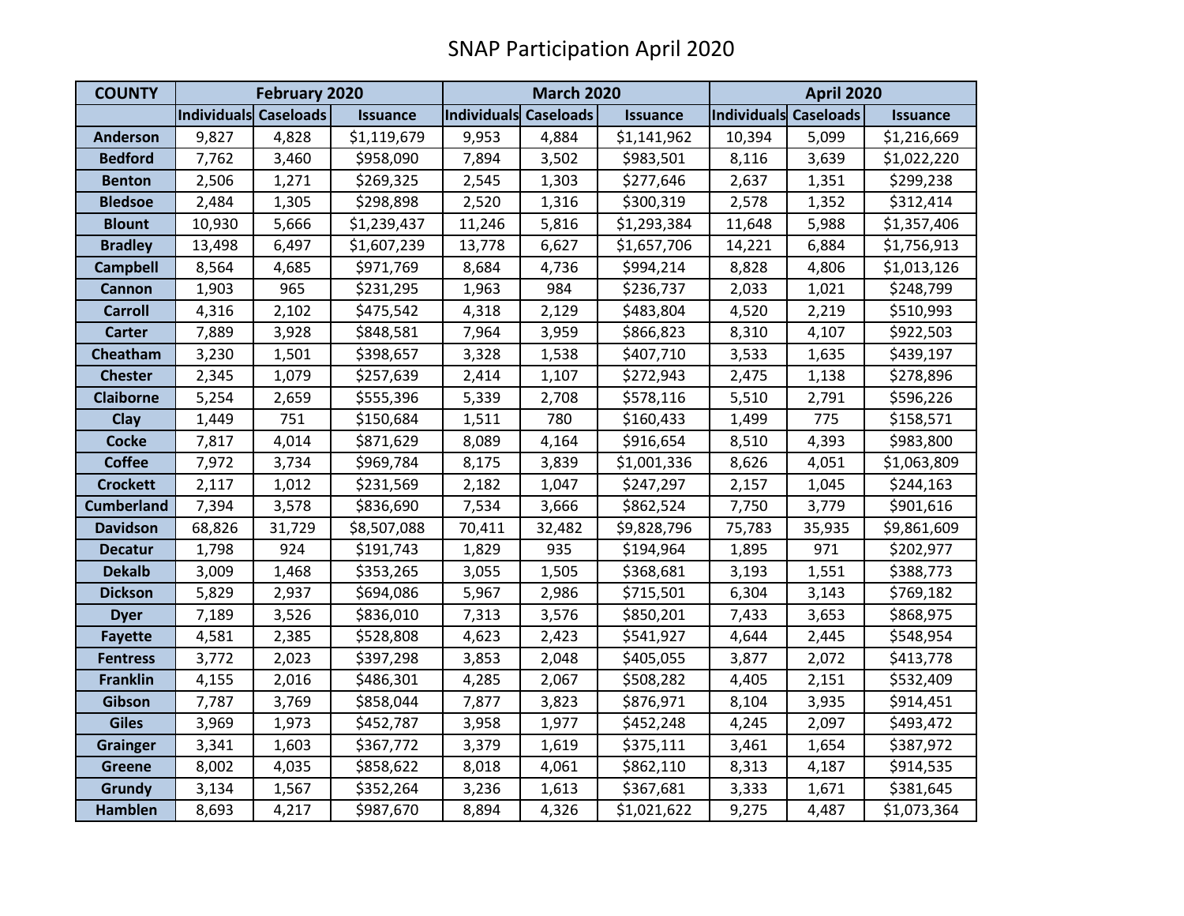# SNAP Participation April 2020

| COUNTY | February 2020 | | | March 2020 | | | April 2020 | | |
|---|---|---|---|---|---|---|---|---|---|
| | Individuals | Caseloads | Issuance | Individuals | Caseloads | Issuance | Individuals | Caseloads | Issuance |
| Anderson | 9,827 | 4,828 | $1,119,679 | 9,953 | 4,884 | $1,141,962 | 10,394 | 5,099 | $1,216,669 |
| Bedford | 7,762 | 3,460 | $958,090 | 7,894 | 3,502 | $983,501 | 8,116 | 3,639 | $1,022,220 |
| Benton | 2,506 | 1,271 | $269,325 | 2,545 | 1,303 | $277,646 | 2,637 | 1,351 | $299,238 |
| Bledsoe | 2,484 | 1,305 | $298,898 | 2,520 | 1,316 | $300,319 | 2,578 | 1,352 | $312,414 |
| Blount | 10,930 | 5,666 | $1,239,437 | 11,246 | 5,816 | $1,293,384 | 11,648 | 5,988 | $1,357,406 |
| Bradley | 13,498 | 6,497 | $1,607,239 | 13,778 | 6,627 | $1,657,706 | 14,221 | 6,884 | $1,756,913 |
| Campbell | 8,564 | 4,685 | $971,769 | 8,684 | 4,736 | $994,214 | 8,828 | 4,806 | $1,013,126 |
| Cannon | 1,903 | 965 | $231,295 | 1,963 | 984 | $236,737 | 2,033 | 1,021 | $248,799 |
| Carroll | 4,316 | 2,102 | $475,542 | 4,318 | 2,129 | $483,804 | 4,520 | 2,219 | $510,993 |
| Carter | 7,889 | 3,928 | $848,581 | 7,964 | 3,959 | $866,823 | 8,310 | 4,107 | $922,503 |
| Cheatham | 3,230 | 1,501 | $398,657 | 3,328 | 1,538 | $407,710 | 3,533 | 1,635 | $439,197 |
| Chester | 2,345 | 1,079 | $257,639 | 2,414 | 1,107 | $272,943 | 2,475 | 1,138 | $278,896 |
| Claiborne | 5,254 | 2,659 | $555,396 | 5,339 | 2,708 | $578,116 | 5,510 | 2,791 | $596,226 |
| Clay | 1,449 | 751 | $150,684 | 1,511 | 780 | $160,433 | 1,499 | 775 | $158,571 |
| Cocke | 7,817 | 4,014 | $871,629 | 8,089 | 4,164 | $916,654 | 8,510 | 4,393 | $983,800 |
| Coffee | 7,972 | 3,734 | $969,784 | 8,175 | 3,839 | $1,001,336 | 8,626 | 4,051 | $1,063,809 |
| Crockett | 2,117 | 1,012 | $231,569 | 2,182 | 1,047 | $247,297 | 2,157 | 1,045 | $244,163 |
| Cumberland | 7,394 | 3,578 | $836,690 | 7,534 | 3,666 | $862,524 | 7,750 | 3,779 | $901,616 |
| Davidson | 68,826 | 31,729 | $8,507,088 | 70,411 | 32,482 | $9,828,796 | 75,783 | 35,935 | $9,861,609 |
| Decatur | 1,798 | 924 | $191,743 | 1,829 | 935 | $194,964 | 1,895 | 971 | $202,977 |
| Dekalb | 3,009 | 1,468 | $353,265 | 3,055 | 1,505 | $368,681 | 3,193 | 1,551 | $388,773 |
| Dickson | 5,829 | 2,937 | $694,086 | 5,967 | 2,986 | $715,501 | 6,304 | 3,143 | $769,182 |
| Dyer | 7,189 | 3,526 | $836,010 | 7,313 | 3,576 | $850,201 | 7,433 | 3,653 | $868,975 |
| Fayette | 4,581 | 2,385 | $528,808 | 4,623 | 2,423 | $541,927 | 4,644 | 2,445 | $548,954 |
| Fentress | 3,772 | 2,023 | $397,298 | 3,853 | 2,048 | $405,055 | 3,877 | 2,072 | $413,778 |
| Franklin | 4,155 | 2,016 | $486,301 | 4,285 | 2,067 | $508,282 | 4,405 | 2,151 | $532,409 |
| Gibson | 7,787 | 3,769 | $858,044 | 7,877 | 3,823 | $876,971 | 8,104 | 3,935 | $914,451 |
| Giles | 3,969 | 1,973 | $452,787 | 3,958 | 1,977 | $452,248 | 4,245 | 2,097 | $493,472 |
| Grainger | 3,341 | 1,603 | $367,772 | 3,379 | 1,619 | $375,111 | 3,461 | 1,654 | $387,972 |
| Greene | 8,002 | 4,035 | $858,622 | 8,018 | 4,061 | $862,110 | 8,313 | 4,187 | $914,535 |
| Grundy | 3,134 | 1,567 | $352,264 | 3,236 | 1,613 | $367,681 | 3,333 | 1,671 | $381,645 |
| Hamblen | 8,693 | 4,217 | $987,670 | 8,894 | 4,326 | $1,021,622 | 9,275 | 4,487 | $1,073,364 |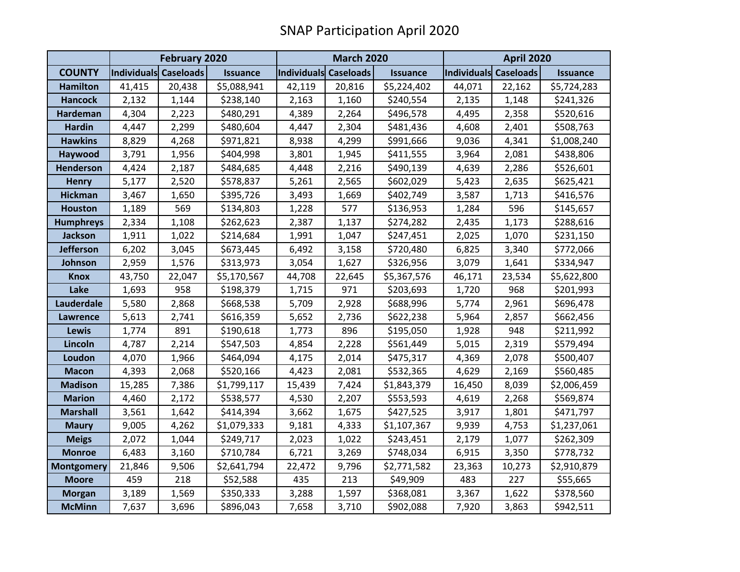# SNAP Participation April 2020

| | February 2020 | | | March 2020 | | | April 2020 | | |
|---|---|---|---|---|---|---|---|---|---|
| **COUNTY** | **Individuals** | **Caseloads** | **Issuance** | **Individuals** | **Caseloads** | **Issuance** | **Individuals** | **Caseloads** | **Issuance** |
| **Hamilton** | 41,415 | 20,438 | $5,088,941 | 42,119 | 20,816 | $5,224,402 | 44,071 | 22,162 | $5,724,283 |
| **Hancock** | 2,132 | 1,144 | $238,140 | 2,163 | 1,160 | $240,554 | 2,135 | 1,148 | $241,326 |
| **Hardeman** | 4,304 | 2,223 | $480,291 | 4,389 | 2,264 | $496,578 | 4,495 | 2,358 | $520,616 |
| **Hardin** | 4,447 | 2,299 | $480,604 | 4,447 | 2,304 | $481,436 | 4,608 | 2,401 | $508,763 |
| **Hawkins** | 8,829 | 4,268 | $971,821 | 8,938 | 4,299 | $991,666 | 9,036 | 4,341 | $1,008,240 |
| **Haywood** | 3,791 | 1,956 | $404,998 | 3,801 | 1,945 | $411,555 | 3,964 | 2,081 | $438,806 |
| **Henderson** | 4,424 | 2,187 | $484,685 | 4,448 | 2,216 | $490,139 | 4,639 | 2,286 | $526,601 |
| **Henry** | 5,177 | 2,520 | $578,837 | 5,261 | 2,565 | $602,029 | 5,423 | 2,635 | $625,421 |
| **Hickman** | 3,467 | 1,650 | $395,726 | 3,493 | 1,669 | $402,749 | 3,587 | 1,713 | $416,576 |
| **Houston** | 1,189 | 569 | $134,803 | 1,228 | 577 | $136,953 | 1,284 | 596 | $145,657 |
| **Humphreys** | 2,334 | 1,108 | $262,623 | 2,387 | 1,137 | $274,282 | 2,435 | 1,173 | $288,616 |
| **Jackson** | 1,911 | 1,022 | $214,684 | 1,991 | 1,047 | $247,451 | 2,025 | 1,070 | $231,150 |
| **Jefferson** | 6,202 | 3,045 | $673,445 | 6,492 | 3,158 | $720,480 | 6,825 | 3,340 | $772,066 |
| **Johnson** | 2,959 | 1,576 | $313,973 | 3,054 | 1,627 | $326,956 | 3,079 | 1,641 | $334,947 |
| **Knox** | 43,750 | 22,047 | $5,170,567 | 44,708 | 22,645 | $5,367,576 | 46,171 | 23,534 | $5,622,800 |
| **Lake** | 1,693 | 958 | $198,379 | 1,715 | 971 | $203,693 | 1,720 | 968 | $201,993 |
| **Lauderdale** | 5,580 | 2,868 | $668,538 | 5,709 | 2,928 | $688,996 | 5,774 | 2,961 | $696,478 |
| **Lawrence** | 5,613 | 2,741 | $616,359 | 5,652 | 2,736 | $622,238 | 5,964 | 2,857 | $662,456 |
| **Lewis** | 1,774 | 891 | $190,618 | 1,773 | 896 | $195,050 | 1,928 | 948 | $211,992 |
| **Lincoln** | 4,787 | 2,214 | $547,503 | 4,854 | 2,228 | $561,449 | 5,015 | 2,319 | $579,494 |
| **Loudon** | 4,070 | 1,966 | $464,094 | 4,175 | 2,014 | $475,317 | 4,369 | 2,078 | $500,407 |
| **Macon** | 4,393 | 2,068 | $520,166 | 4,423 | 2,081 | $532,365 | 4,629 | 2,169 | $560,485 |
| **Madison** | 15,285 | 7,386 | $1,799,117 | 15,439 | 7,424 | $1,843,379 | 16,450 | 8,039 | $2,006,459 |
| **Marion** | 4,460 | 2,172 | $538,577 | 4,530 | 2,207 | $553,593 | 4,619 | 2,268 | $569,874 |
| **Marshall** | 3,561 | 1,642 | $414,394 | 3,662 | 1,675 | $427,525 | 3,917 | 1,801 | $471,797 |
| **Maury** | 9,005 | 4,262 | $1,079,333 | 9,181 | 4,333 | $1,107,367 | 9,939 | 4,753 | $1,237,061 |
| **Meigs** | 2,072 | 1,044 | $249,717 | 2,023 | 1,022 | $243,451 | 2,179 | 1,077 | $262,309 |
| **Monroe** | 6,483 | 3,160 | $710,784 | 6,721 | 3,269 | $748,034 | 6,915 | 3,350 | $778,732 |
| **Montgomery** | 21,846 | 9,506 | $2,641,794 | 22,472 | 9,796 | $2,771,582 | 23,363 | 10,273 | $2,910,879 |
| **Moore** | 459 | 218 | $52,588 | 435 | 213 | $49,909 | 483 | 227 | $55,665 |
| **Morgan** | 3,189 | 1,569 | $350,333 | 3,288 | 1,597 | $368,081 | 3,367 | 1,622 | $378,560 |
| **McMinn** | 7,637 | 3,696 | $896,043 | 7,658 | 3,710 | $902,088 | 7,920 | 3,863 | $942,511 |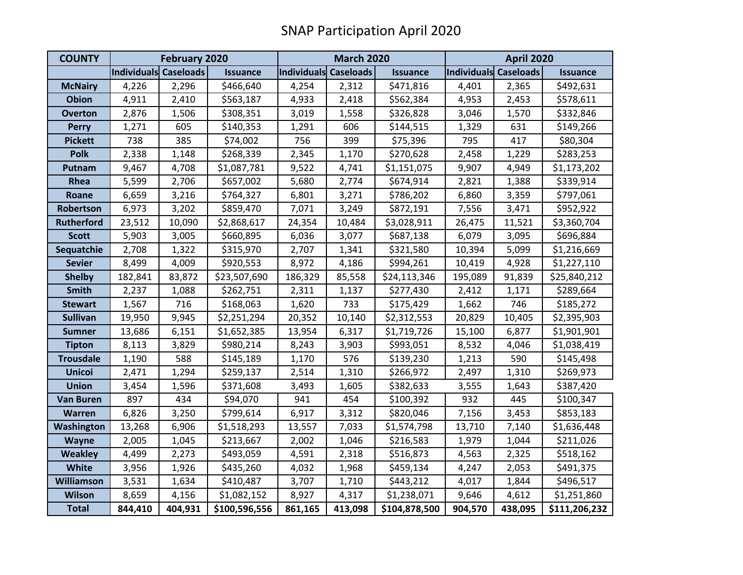# SNAP Participation April 2020

| COUNTY | February 2020 | | | March 2020 | | | April 2020 | | |
|---|---|---|---|---|---|---|---|---|---|
| | Individuals | Caseloads | Issuance | Individuals | Caseloads | Issuance | Individuals | Caseloads | Issuance |
| McNairy | 4,226 | 2,296 | $466,640 | 4,254 | 2,312 | $471,816 | 4,401 | 2,365 | $492,631 |
| Obion | 4,911 | 2,410 | $563,187 | 4,933 | 2,418 | $562,384 | 4,953 | 2,453 | $578,611 |
| Overton | 2,876 | 1,506 | $308,351 | 3,019 | 1,558 | $326,828 | 3,046 | 1,570 | $332,846 |
| Perry | 1,271 | 605 | $140,353 | 1,291 | 606 | $144,515 | 1,329 | 631 | $149,266 |
| Pickett | 738 | 385 | $74,002 | 756 | 399 | $75,396 | 795 | 417 | $80,304 |
| Polk | 2,338 | 1,148 | $268,339 | 2,345 | 1,170 | $270,628 | 2,458 | 1,229 | $283,253 |
| Putnam | 9,467 | 4,708 | $1,087,781 | 9,522 | 4,741 | $1,151,075 | 9,907 | 4,949 | $1,173,202 |
| Rhea | 5,599 | 2,706 | $657,002 | 5,680 | 2,774 | $674,914 | 2,821 | 1,388 | $339,914 |
| Roane | 6,659 | 3,216 | $764,327 | 6,801 | 3,271 | $786,202 | 6,860 | 3,359 | $797,061 |
| Robertson | 6,973 | 3,202 | $859,470 | 7,071 | 3,249 | $872,191 | 7,556 | 3,471 | $952,922 |
| Rutherford | 23,512 | 10,090 | $2,868,617 | 24,354 | 10,484 | $3,028,911 | 26,475 | 11,521 | $3,360,704 |
| Scott | 5,903 | 3,005 | $660,895 | 6,036 | 3,077 | $687,138 | 6,079 | 3,095 | $696,884 |
| Sequatchie | 2,708 | 1,322 | $315,970 | 2,707 | 1,341 | $321,580 | 10,394 | 5,099 | $1,216,669 |
| Sevier | 8,499 | 4,009 | $920,553 | 8,972 | 4,186 | $994,261 | 10,419 | 4,928 | $1,227,110 |
| Shelby | 182,841 | 83,872 | $23,507,690 | 186,329 | 85,558 | $24,113,346 | 195,089 | 91,839 | $25,840,212 |
| Smith | 2,237 | 1,088 | $262,751 | 2,311 | 1,137 | $277,430 | 2,412 | 1,171 | $289,664 |
| Stewart | 1,567 | 716 | $168,063 | 1,620 | 733 | $175,429 | 1,662 | 746 | $185,272 |
| Sullivan | 19,950 | 9,945 | $2,251,294 | 20,352 | 10,140 | $2,312,553 | 20,829 | 10,405 | $2,395,903 |
| Sumner | 13,686 | 6,151 | $1,652,385 | 13,954 | 6,317 | $1,719,726 | 15,100 | 6,877 | $1,901,901 |
| Tipton | 8,113 | 3,829 | $980,214 | 8,243 | 3,903 | $993,051 | 8,532 | 4,046 | $1,038,419 |
| Trousdale | 1,190 | 588 | $145,189 | 1,170 | 576 | $139,230 | 1,213 | 590 | $145,498 |
| Unicoi | 2,471 | 1,294 | $259,137 | 2,514 | 1,310 | $266,972 | 2,497 | 1,310 | $269,973 |
| Union | 3,454 | 1,596 | $371,608 | 3,493 | 1,605 | $382,633 | 3,555 | 1,643 | $387,420 |
| Van Buren | 897 | 434 | $94,070 | 941 | 454 | $100,392 | 932 | 445 | $100,347 |
| Warren | 6,826 | 3,250 | $799,614 | 6,917 | 3,312 | $820,046 | 7,156 | 3,453 | $853,183 |
| Washington | 13,268 | 6,906 | $1,518,293 | 13,557 | 7,033 | $1,574,798 | 13,710 | 7,140 | $1,636,448 |
| Wayne | 2,005 | 1,045 | $213,667 | 2,002 | 1,046 | $216,583 | 1,979 | 1,044 | $211,026 |
| Weakley | 4,499 | 2,273 | $493,059 | 4,591 | 2,318 | $516,873 | 4,563 | 2,325 | $518,162 |
| White | 3,956 | 1,926 | $435,260 | 4,032 | 1,968 | $459,134 | 4,247 | 2,053 | $491,375 |
| Williamson | 3,531 | 1,634 | $410,487 | 3,707 | 1,710 | $443,212 | 4,017 | 1,844 | $496,517 |
| Wilson | 8,659 | 4,156 | $1,082,152 | 8,927 | 4,317 | $1,238,071 | 9,646 | 4,612 | $1,251,860 |
| **Total** | **844,410** | **404,931** | **$100,596,556** | **861,165** | **413,098** | **$104,878,500** | **904,570** | **438,095** | **$111,206,232** |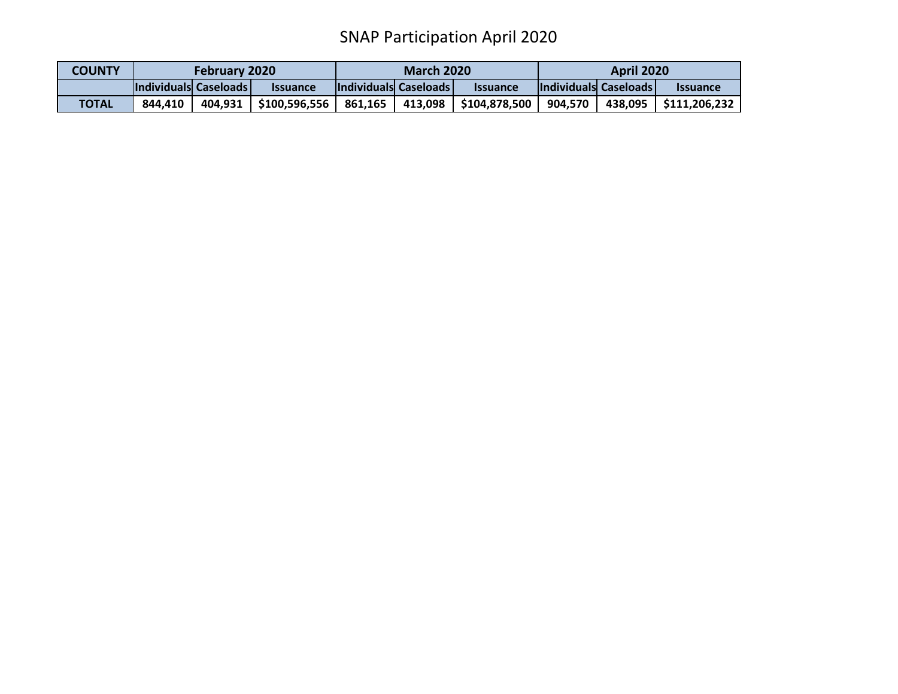# SNAP Participation April 2020

| COUNTY | February 2020 | | | March 2020 | | | April 2020 | | |
|---|---|---|---|---|---|---|---|---|---|
| | Individuals | Caseloads | Issuance | Individuals | Caseloads | Issuance | Individuals | Caseloads | Issuance |
| TOTAL | 844,410 | 404,931 | $100,596,556 | 861,165 | 413,098 | $104,878,500 | 904,570 | 438,095 | $111,206,232 |